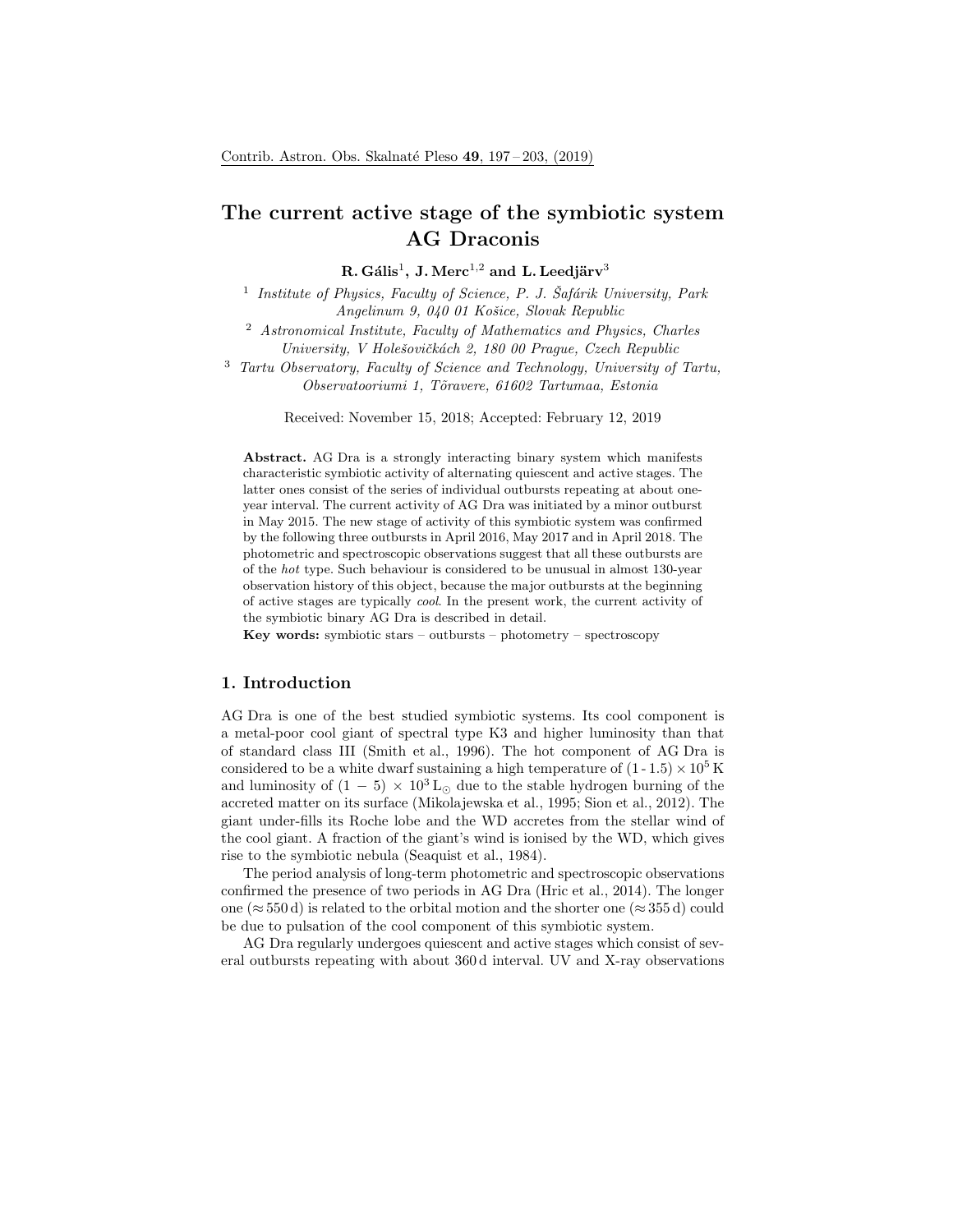# The current active stage of the symbiotic system AG Draconis

**R. Gális[1], J. Merc[1,2] and L. Leedjärv[3]**

[1] *Institute of Physics, Faculty of Science, P. J. Šafárik University, Park Angelinum 9, 040 01 Košice, Slovak Republic*

[2] *Astronomical Institute, Faculty of Mathematics and Physics, Charles University, V Holešovičkách 2, 180 00 Prague, Czech Republic*

[3] *Tartu Observatory, Faculty of Science and Technology, University of Tartu, Observatooriumi 1, Tõravere, 61602 Tartumaa, Estonia*

Received: November 15, 2018; Accepted: February 12, 2019

**Abstract.** AG Dra is a strongly interacting binary system which manifests characteristic symbiotic activity of alternating quiescent and active stages. The latter ones consist of the series of individual outbursts repeating at about one-year interval. The current activity of AG Dra was initiated by a minor outburst in May 2015. The new stage of activity of this symbiotic system was confirmed by the following three outbursts in April 2016, May 2017 and in April 2018. The photometric and spectroscopic observations suggest that all these outbursts are of the *hot* type. Such behaviour is considered to be unusual in almost 130-year observation history of this object, because the major outbursts at the beginning of active stages are typically *cool*. In the present work, the current activity of the symbiotic binary AG Dra is described in detail.

**Key words:** symbiotic stars – outbursts – photometry – spectroscopy

## 1. Introduction

AG Dra is one of the best studied symbiotic systems. Its cool component is a metal-poor cool giant of spectral type K3 and higher luminosity than that of standard class III (Smith et al., 1996). The hot component of AG Dra is considered to be a white dwarf sustaining a high temperature of $(1 - 1.5) \times 10^5$ K and luminosity of $(1 - 5) \times 10^3\,\mathrm{L}_\odot$ due to the stable hydrogen burning of the accreted matter on its surface (Mikolajewska et al., 1995; Sion et al., 2012). The giant under-fills its Roche lobe and the WD accretes from the stellar wind of the cool giant. A fraction of the giant's wind is ionised by the WD, which gives rise to the symbiotic nebula (Seaquist et al., 1984).

The period analysis of long-term photometric and spectroscopic observations confirmed the presence of two periods in AG Dra (Hric et al., 2014). The longer one ($\approx 550$ d) is related to the orbital motion and the shorter one ($\approx 355$ d) could be due to pulsation of the cool component of this symbiotic system.

AG Dra regularly undergoes quiescent and active stages which consist of several outbursts repeating with about 360 d interval. UV and X-ray observations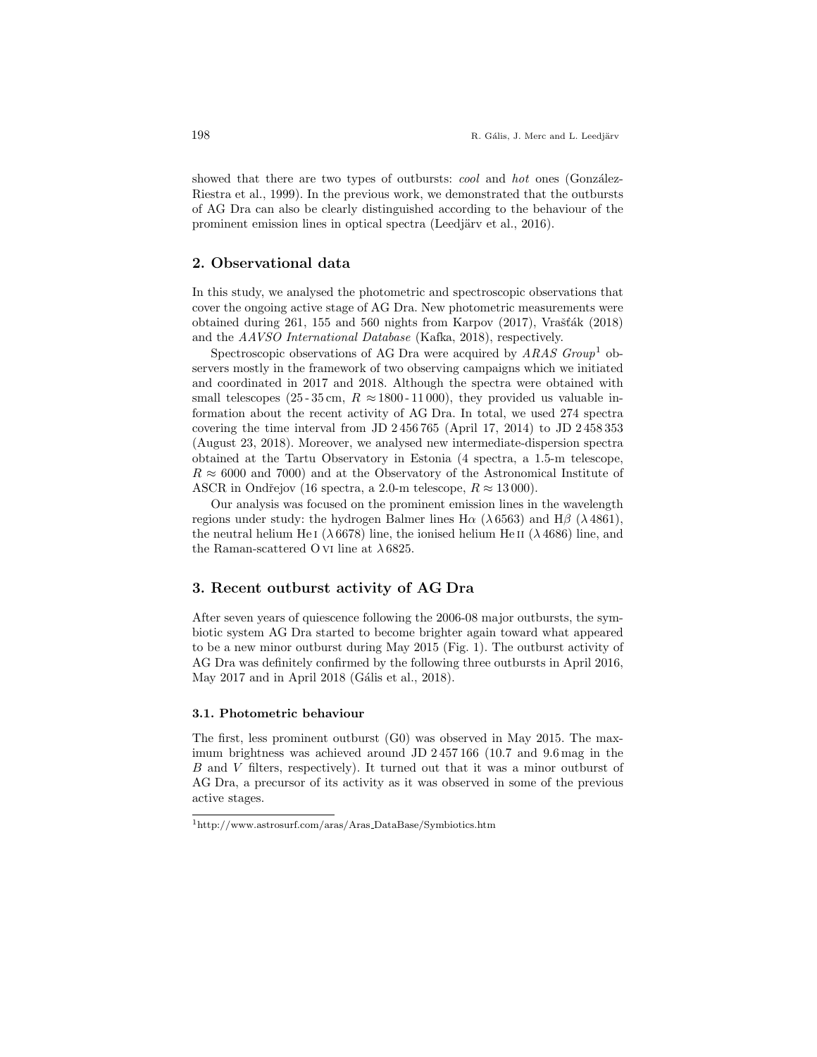showed that there are two types of outbursts: *cool* and *hot* ones (González-Riestra et al., 1999). In the previous work, we demonstrated that the outbursts of AG Dra can also be clearly distinguished according to the behaviour of the prominent emission lines in optical spectra (Leedjärv et al., 2016).

## 2. Observational data

In this study, we analysed the photometric and spectroscopic observations that cover the ongoing active stage of AG Dra. New photometric measurements were obtained during 261, 155 and 560 nights from Karpov (2017), Vrašťák (2018) and the *AAVSO International Database* (Kafka, 2018), respectively.

Spectroscopic observations of AG Dra were acquired by *ARAS Group*[1] observers mostly in the framework of two observing campaigns which we initiated and coordinated in 2017 and 2018. Although the spectra were obtained with small telescopes (25 - 35 cm, $R \approx 1800$ - 11 000), they provided us valuable information about the recent activity of AG Dra. In total, we used 274 spectra covering the time interval from JD 2 456 765 (April 17, 2014) to JD 2 458 353 (August 23, 2018). Moreover, we analysed new intermediate-dispersion spectra obtained at the Tartu Observatory in Estonia (4 spectra, a 1.5-m telescope, $R \approx 6000$ and 7000) and at the Observatory of the Astronomical Institute of ASCR in Ondřejov (16 spectra, a 2.0-m telescope, $R \approx 13\,000$).

Our analysis was focused on the prominent emission lines in the wavelength regions under study: the hydrogen Balmer lines H$\alpha$ ($\lambda$ 6563) and H$\beta$ ($\lambda$ 4861), the neutral helium He I ($\lambda$ 6678) line, the ionised helium He II ($\lambda$ 4686) line, and the Raman-scattered O VI line at $\lambda$ 6825.

## 3. Recent outburst activity of AG Dra

After seven years of quiescence following the 2006-08 major outbursts, the symbiotic system AG Dra started to become brighter again toward what appeared to be a new minor outburst during May 2015 (Fig. 1). The outburst activity of AG Dra was definitely confirmed by the following three outbursts in April 2016, May 2017 and in April 2018 (Gális et al., 2018).

### 3.1. Photometric behaviour

The first, less prominent outburst (G0) was observed in May 2015. The maximum brightness was achieved around JD 2 457 166 (10.7 and 9.6 mag in the $B$ and $V$ filters, respectively). It turned out that it was a minor outburst of AG Dra, a precursor of its activity as it was observed in some of the previous active stages.

[1] http://www.astrosurf.com/aras/Aras_DataBase/Symbiotics.htm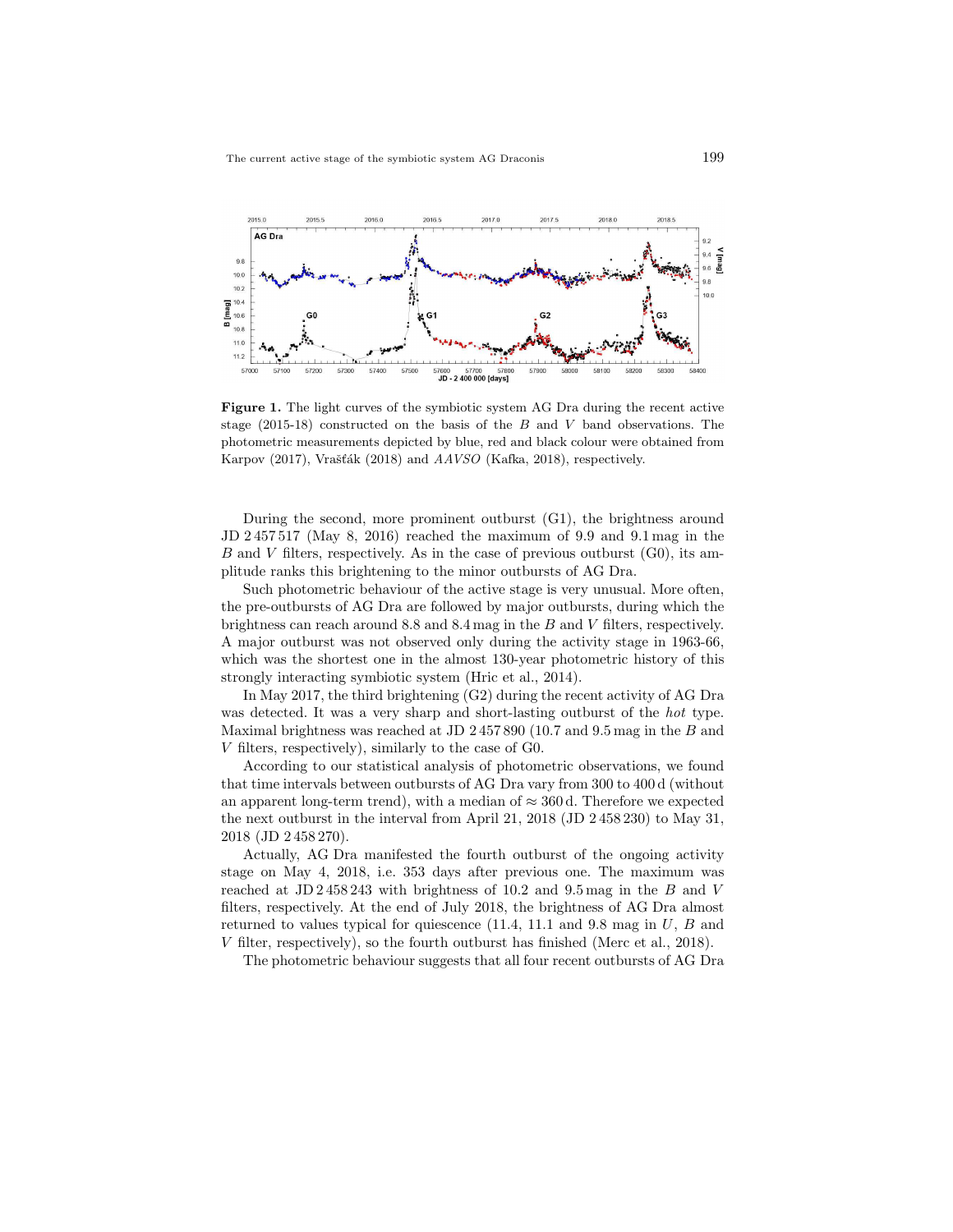**Figure 1.** The light curves of the symbiotic system AG Dra during the recent active stage (2015-18) constructed on the basis of the $B$ and $V$ band observations. The photometric measurements depicted by blue, red and black colour were obtained from Karpov (2017), Vrašťák (2018) and *AAVSO* (Kafka, 2018), respectively.

During the second, more prominent outburst (G1), the brightness around JD 2 457 517 (May 8, 2016) reached the maximum of 9.9 and 9.1 mag in the $B$ and $V$ filters, respectively. As in the case of previous outburst (G0), its amplitude ranks this brightening to the minor outbursts of AG Dra.

Such photometric behaviour of the active stage is very unusual. More often, the pre-outbursts of AG Dra are followed by major outbursts, during which the brightness can reach around 8.8 and 8.4 mag in the $B$ and $V$ filters, respectively. A major outburst was not observed only during the activity stage in 1963-66, which was the shortest one in the almost 130-year photometric history of this strongly interacting symbiotic system (Hric et al., 2014).

In May 2017, the third brightening (G2) during the recent activity of AG Dra was detected. It was a very sharp and short-lasting outburst of the *hot* type. Maximal brightness was reached at JD 2 457 890 (10.7 and 9.5 mag in the $B$ and $V$ filters, respectively), similarly to the case of G0.

According to our statistical analysis of photometric observations, we found that time intervals between outbursts of AG Dra vary from 300 to 400 d (without an apparent long-term trend), with a median of $\approx 360$ d. Therefore we expected the next outburst in the interval from April 21, 2018 (JD 2 458 230) to May 31, 2018 (JD 2 458 270).

Actually, AG Dra manifested the fourth outburst of the ongoing activity stage on May 4, 2018, i.e. 353 days after previous one. The maximum was reached at JD 2 458 243 with brightness of 10.2 and 9.5 mag in the $B$ and $V$ filters, respectively. At the end of July 2018, the brightness of AG Dra almost returned to values typical for quiescence (11.4, 11.1 and 9.8 mag in $U$, $B$ and $V$ filter, respectively), so the fourth outburst has finished (Merc et al., 2018).

The photometric behaviour suggests that all four recent outbursts of AG Dra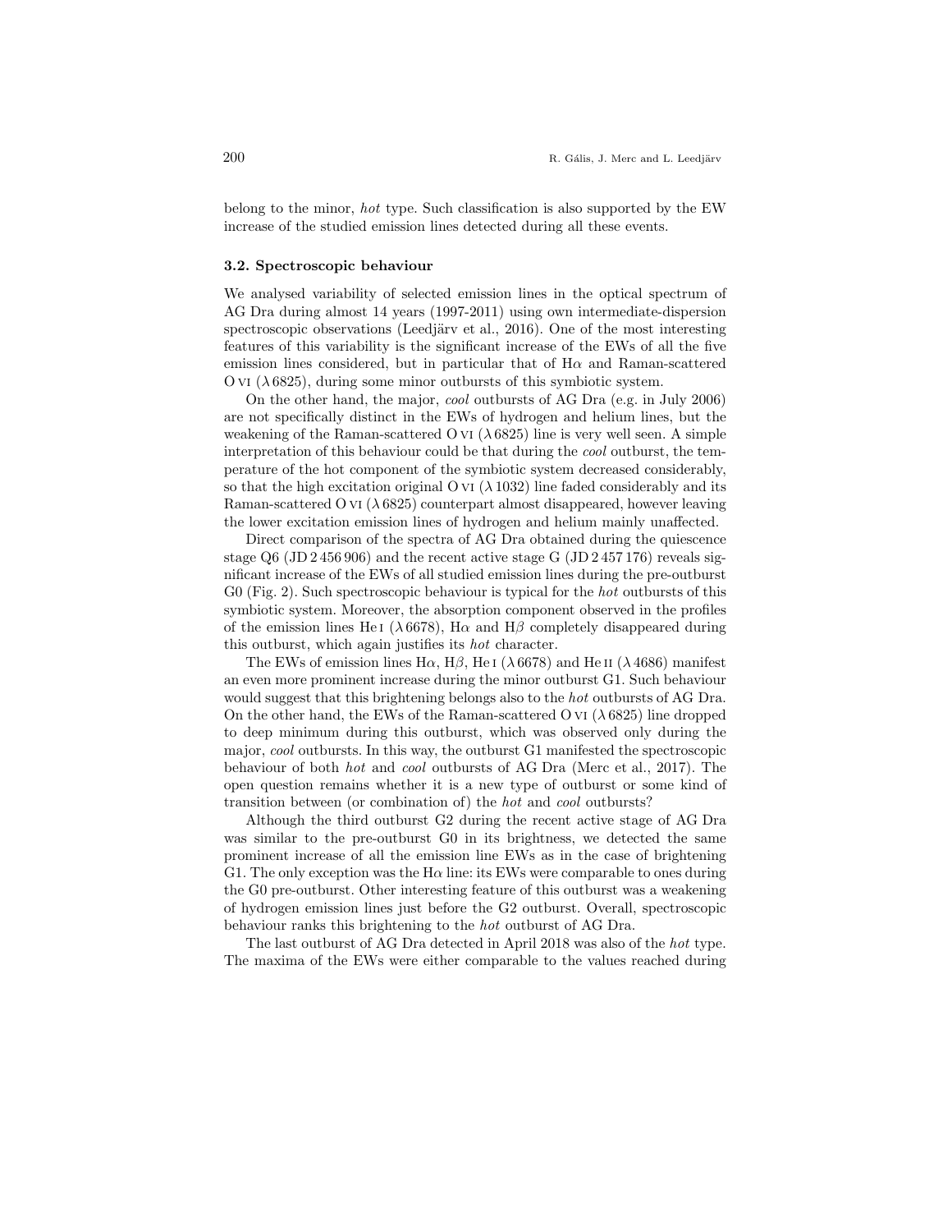belong to the minor, *hot* type. Such classification is also supported by the EW increase of the studied emission lines detected during all these events.

### 3.2. Spectroscopic behaviour

We analysed variability of selected emission lines in the optical spectrum of AG Dra during almost 14 years (1997-2011) using own intermediate-dispersion spectroscopic observations (Leedjärv et al., 2016). One of the most interesting features of this variability is the significant increase of the EWs of all the five emission lines considered, but in particular that of H$\alpha$ and Raman-scattered O VI ($\lambda$ 6825), during some minor outbursts of this symbiotic system.

On the other hand, the major, *cool* outbursts of AG Dra (e.g. in July 2006) are not specifically distinct in the EWs of hydrogen and helium lines, but the weakening of the Raman-scattered O VI ($\lambda$ 6825) line is very well seen. A simple interpretation of this behaviour could be that during the *cool* outburst, the temperature of the hot component of the symbiotic system decreased considerably, so that the high excitation original O VI ($\lambda$ 1032) line faded considerably and its Raman-scattered O VI ($\lambda$ 6825) counterpart almost disappeared, however leaving the lower excitation emission lines of hydrogen and helium mainly unaffected.

Direct comparison of the spectra of AG Dra obtained during the quiescence stage Q6 (JD 2 456 906) and the recent active stage G (JD 2 457 176) reveals significant increase of the EWs of all studied emission lines during the pre-outburst G0 (Fig. 2). Such spectroscopic behaviour is typical for the *hot* outbursts of this symbiotic system. Moreover, the absorption component observed in the profiles of the emission lines He I ($\lambda$ 6678), H$\alpha$ and H$\beta$ completely disappeared during this outburst, which again justifies its *hot* character.

The EWs of emission lines H$\alpha$, H$\beta$, He I ($\lambda$ 6678) and He II ($\lambda$ 4686) manifest an even more prominent increase during the minor outburst G1. Such behaviour would suggest that this brightening belongs also to the *hot* outbursts of AG Dra. On the other hand, the EWs of the Raman-scattered O VI ($\lambda$ 6825) line dropped to deep minimum during this outburst, which was observed only during the major, *cool* outbursts. In this way, the outburst G1 manifested the spectroscopic behaviour of both *hot* and *cool* outbursts of AG Dra (Merc et al., 2017). The open question remains whether it is a new type of outburst or some kind of transition between (or combination of) the *hot* and *cool* outbursts?

Although the third outburst G2 during the recent active stage of AG Dra was similar to the pre-outburst G0 in its brightness, we detected the same prominent increase of all the emission line EWs as in the case of brightening G1. The only exception was the H$\alpha$ line: its EWs were comparable to ones during the G0 pre-outburst. Other interesting feature of this outburst was a weakening of hydrogen emission lines just before the G2 outburst. Overall, spectroscopic behaviour ranks this brightening to the *hot* outburst of AG Dra.

The last outburst of AG Dra detected in April 2018 was also of the *hot* type. The maxima of the EWs were either comparable to the values reached during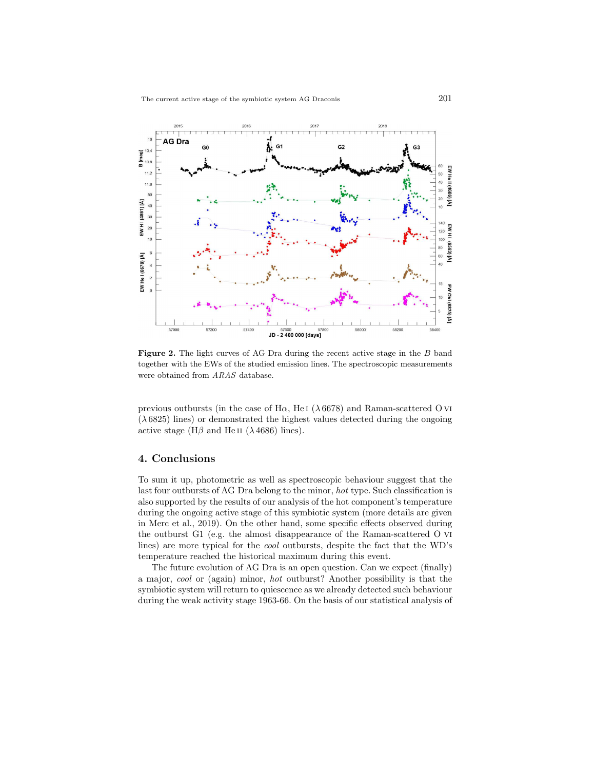**Figure 2.** The light curves of AG Dra during the recent active stage in the *B* band together with the EWs of the studied emission lines. The spectroscopic measurements were obtained from *ARAS* database.

previous outbursts (in the case of Hα, He I (λ 6678) and Raman-scattered O VI (λ 6825) lines) or demonstrated the highest values detected during the ongoing active stage (Hβ and He II (λ 4686) lines).

## 4. Conclusions

To sum it up, photometric as well as spectroscopic behaviour suggest that the last four outbursts of AG Dra belong to the minor, *hot* type. Such classification is also supported by the results of our analysis of the hot component's temperature during the ongoing active stage of this symbiotic system (more details are given in Merc et al., 2019). On the other hand, some specific effects observed during the outburst G1 (e.g. the almost disappearance of the Raman-scattered O VI lines) are more typical for the *cool* outbursts, despite the fact that the WD's temperature reached the historical maximum during this event.

The future evolution of AG Dra is an open question. Can we expect (finally) a major, *cool* or (again) minor, *hot* outburst? Another possibility is that the symbiotic system will return to quiescence as we already detected such behaviour during the weak activity stage 1963-66. On the basis of our statistical analysis of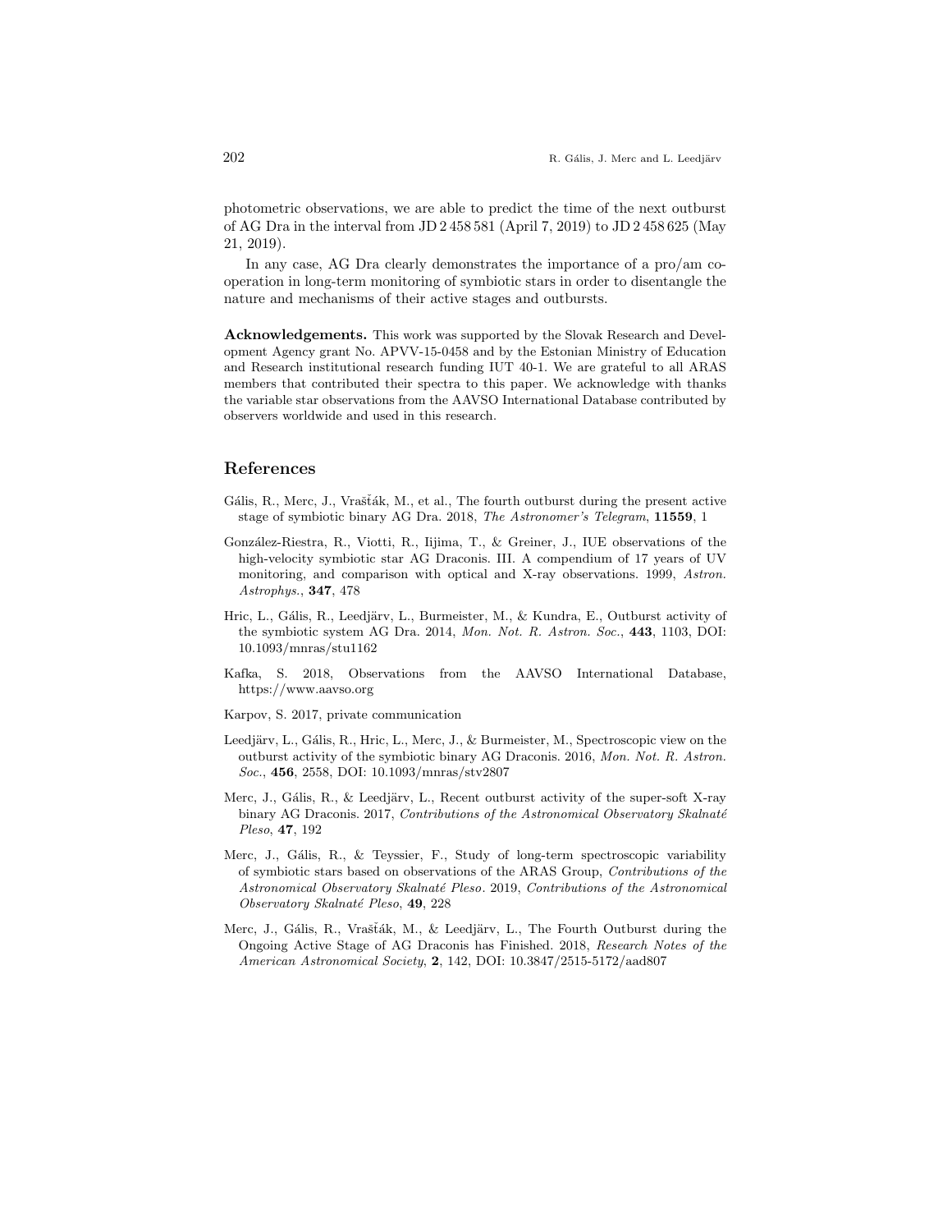photometric observations, we are able to predict the time of the next outburst of AG Dra in the interval from JD 2 458 581 (April 7, 2019) to JD 2 458 625 (May 21, 2019).

In any case, AG Dra clearly demonstrates the importance of a pro/am co-operation in long-term monitoring of symbiotic stars in order to disentangle the nature and mechanisms of their active stages and outbursts.

**Acknowledgements.** This work was supported by the Slovak Research and Development Agency grant No. APVV-15-0458 and by the Estonian Ministry of Education and Research institutional research funding IUT 40-1. We are grateful to all ARAS members that contributed their spectra to this paper. We acknowledge with thanks the variable star observations from the AAVSO International Database contributed by observers worldwide and used in this research.

## References

Gális, R., Merc, J., Vrašťák, M., et al., The fourth outburst during the present active stage of symbiotic binary AG Dra. 2018, *The Astronomer's Telegram*, **11559**, 1

González-Riestra, R., Viotti, R., Iijima, T., & Greiner, J., IUE observations of the high-velocity symbiotic star AG Draconis. III. A compendium of 17 years of UV monitoring, and comparison with optical and X-ray observations. 1999, *Astron. Astrophys.*, **347**, 478

Hric, L., Gális, R., Leedjärv, L., Burmeister, M., & Kundra, E., Outburst activity of the symbiotic system AG Dra. 2014, *Mon. Not. R. Astron. Soc.*, **443**, 1103, DOI: 10.1093/mnras/stu1162

Kafka, S. 2018, Observations from the AAVSO International Database, https://www.aavso.org

Karpov, S. 2017, private communication

Leedjärv, L., Gális, R., Hric, L., Merc, J., & Burmeister, M., Spectroscopic view on the outburst activity of the symbiotic binary AG Draconis. 2016, *Mon. Not. R. Astron. Soc.*, **456**, 2558, DOI: 10.1093/mnras/stv2807

Merc, J., Gális, R., & Leedjärv, L., Recent outburst activity of the super-soft X-ray binary AG Draconis. 2017, *Contributions of the Astronomical Observatory Skalnaté Pleso*, **47**, 192

Merc, J., Gális, R., & Teyssier, F., Study of long-term spectroscopic variability of symbiotic stars based on observations of the ARAS Group, *Contributions of the Astronomical Observatory Skalnaté Pleso*. 2019, *Contributions of the Astronomical Observatory Skalnaté Pleso*, **49**, 228

Merc, J., Gális, R., Vrašťák, M., & Leedjärv, L., The Fourth Outburst during the Ongoing Active Stage of AG Draconis has Finished. 2018, *Research Notes of the American Astronomical Society*, **2**, 142, DOI: 10.3847/2515-5172/aad807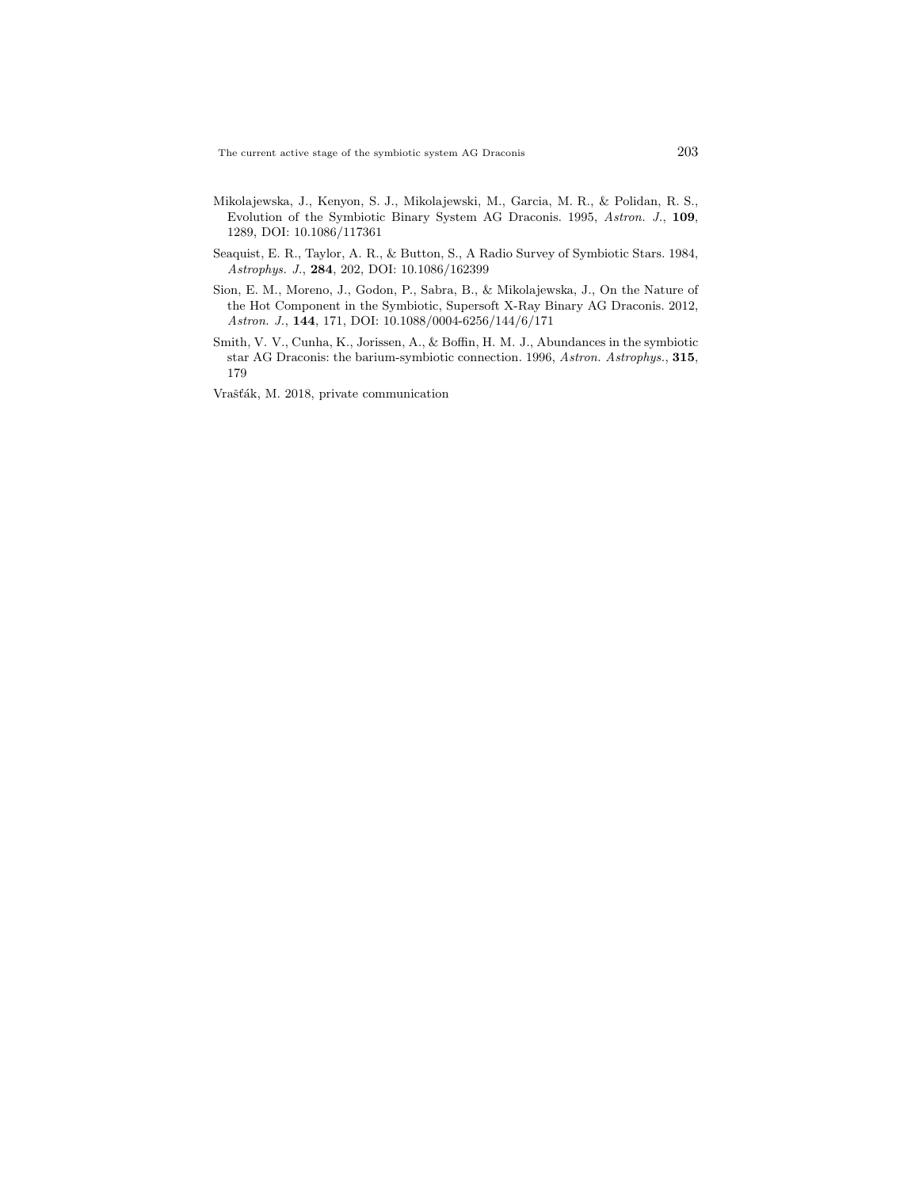Mikolajewska, J., Kenyon, S. J., Mikolajewski, M., Garcia, M. R., & Polidan, R. S., Evolution of the Symbiotic Binary System AG Draconis. 1995, *Astron. J.*, **109**, 1289, DOI: 10.1086/117361

Seaquist, E. R., Taylor, A. R., & Button, S., A Radio Survey of Symbiotic Stars. 1984, *Astrophys. J.*, **284**, 202, DOI: 10.1086/162399

Sion, E. M., Moreno, J., Godon, P., Sabra, B., & Mikolajewska, J., On the Nature of the Hot Component in the Symbiotic, Supersoft X-Ray Binary AG Draconis. 2012, *Astron. J.*, **144**, 171, DOI: 10.1088/0004-6256/144/6/171

Smith, V. V., Cunha, K., Jorissen, A., & Boffin, H. M. J., Abundances in the symbiotic star AG Draconis: the barium-symbiotic connection. 1996, *Astron. Astrophys.*, **315**, 179

Vrašťák, M. 2018, private communication